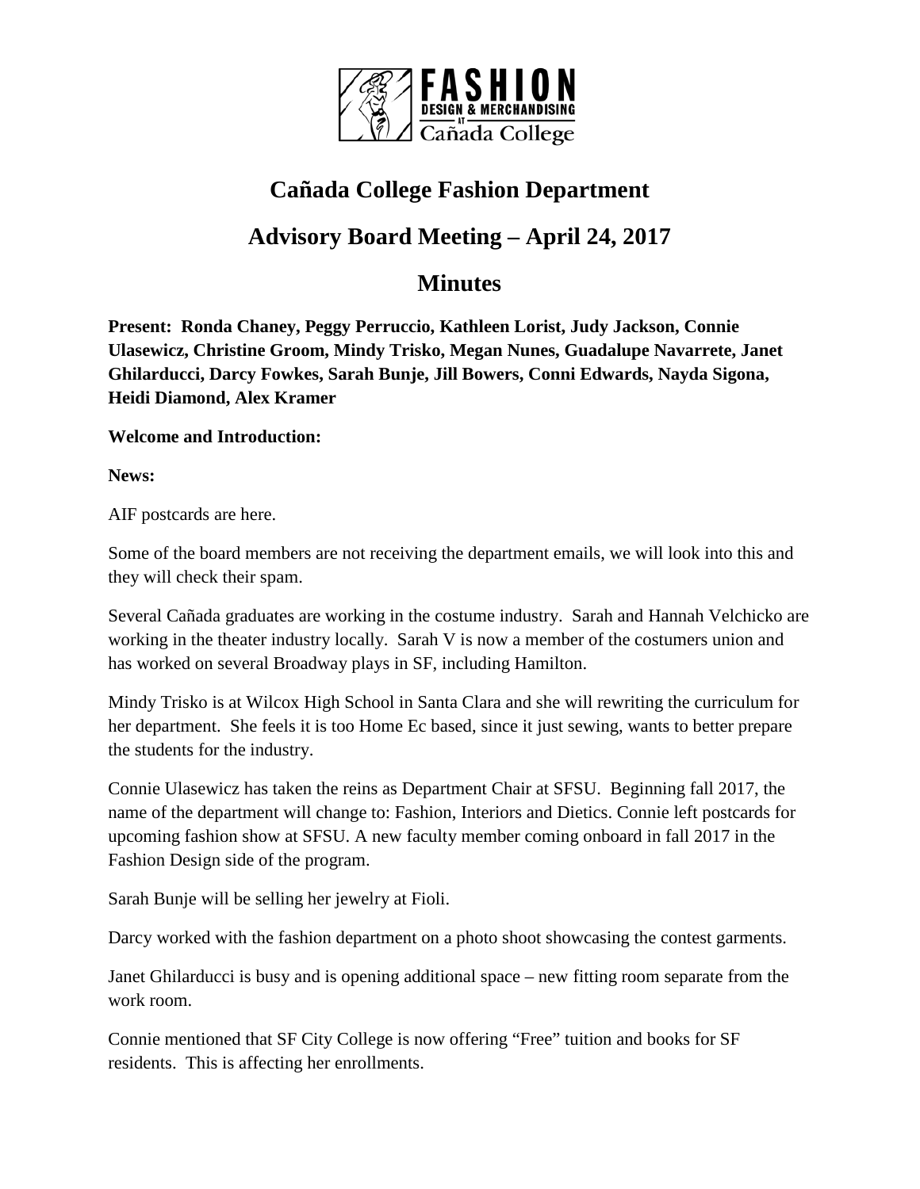# Cañada College Fashion Department

## Advisory Board Meeting – April 24, 2017

## Minutes

**Present: Ronda Chaney, Peggy Perruccio, Kathleen Lorist, Judy Jackson, Connie Ulasewicz, Christine Groom, Mindy Trisko, Megan Nunes, Guadalupe Navarrete, Janet Ghilarducci, Darcy Fowkes, Sarah Bunje, Jill Bowers, Conni Edwards, Nayda Sigona, Heidi Diamond, Alex Kramer**

**Welcome and Introduction:**

**News:**

AIF postcards are here.

Some of the board members are not receiving the department emails, we will look into this and they will check their spam.

Several Cañada graduates are working in the costume industry. Sarah and Hannah Velchicko are working in the theater industry locally. Sarah V is now a member of the costumers union and has worked on several Broadway plays in SF, including Hamilton.

Mindy Trisko is at Wilcox High School in Santa Clara and she will rewriting the curriculum for her department. She feels it is too Home Ec based, since it just sewing, wants to better prepare the students for the industry.

Connie Ulasewicz has taken the reins as Department Chair at SFSU. Beginning fall 2017, the name of the department will change to: Fashion, Interiors and Dietics. Connie left postcards for upcoming fashion show at SFSU. A new faculty member coming onboard in fall 2017 in the Fashion Design side of the program.

Sarah Bunje will be selling her jewelry at Fioli.

Darcy worked with the fashion department on a photo shoot showcasing the contest garments.

Janet Ghilarducci is busy and is opening additional space – new fitting room separate from the work room.

Connie mentioned that SF City College is now offering "Free" tuition and books for SF residents. This is affecting her enrollments.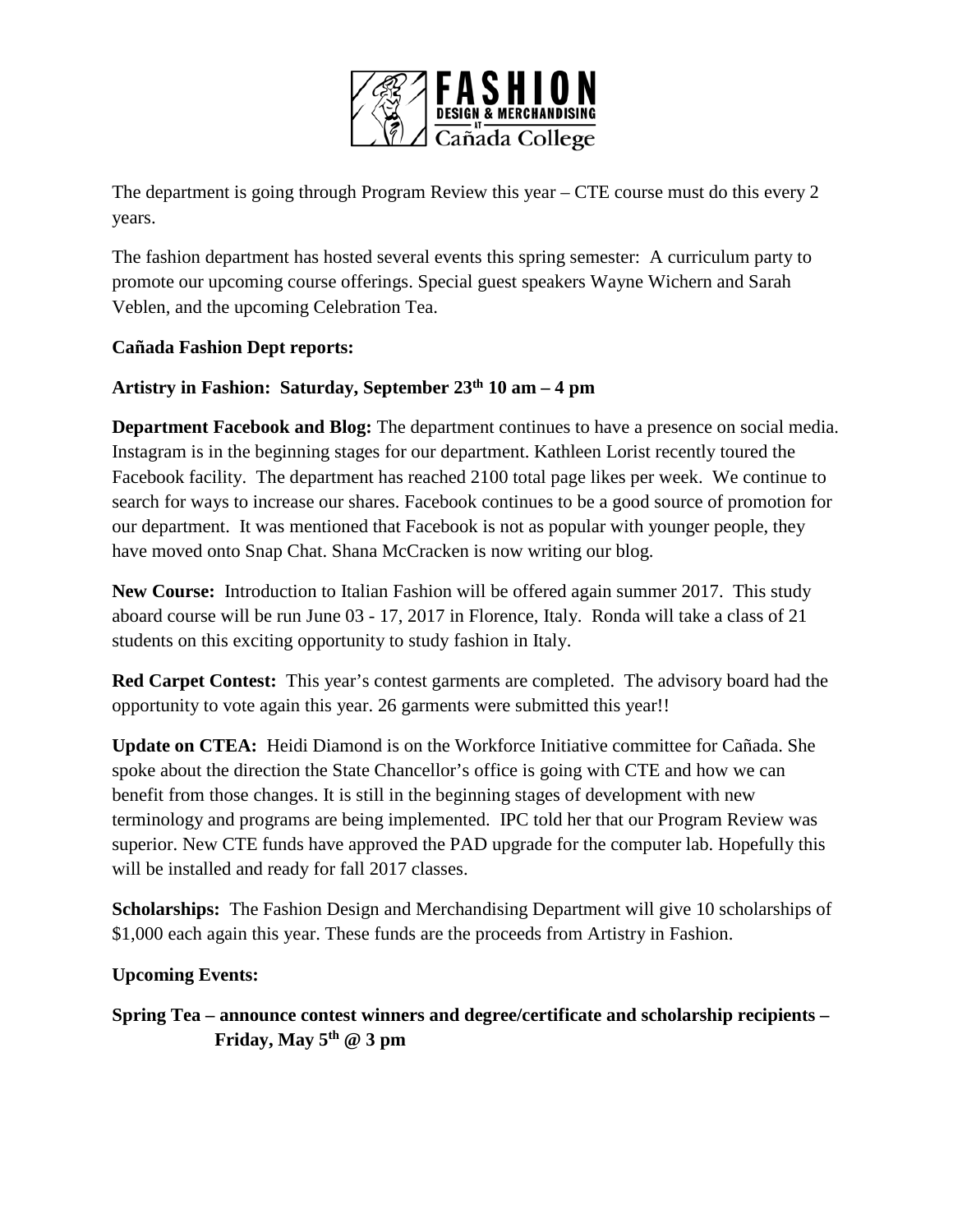The department is going through Program Review this year – CTE course must do this every 2 years.

The fashion department has hosted several events this spring semester: A curriculum party to promote our upcoming course offerings. Special guest speakers Wayne Wichern and Sarah Veblen, and the upcoming Celebration Tea.

**Cañada Fashion Dept reports:**

**Artistry in Fashion: Saturday, September 23th 10 am – 4 pm**

**Department Facebook and Blog:** The department continues to have a presence on social media. Instagram is in the beginning stages for our department. Kathleen Lorist recently toured the Facebook facility. The department has reached 2100 total page likes per week. We continue to search for ways to increase our shares. Facebook continues to be a good source of promotion for our department. It was mentioned that Facebook is not as popular with younger people, they have moved onto Snap Chat. Shana McCracken is now writing our blog.

**New Course:** Introduction to Italian Fashion will be offered again summer 2017. This study aboard course will be run June 03 - 17, 2017 in Florence, Italy. Ronda will take a class of 21 students on this exciting opportunity to study fashion in Italy.

**Red Carpet Contest:** This year's contest garments are completed. The advisory board had the opportunity to vote again this year. 26 garments were submitted this year!!

**Update on CTEA:** Heidi Diamond is on the Workforce Initiative committee for Cañada. She spoke about the direction the State Chancellor's office is going with CTE and how we can benefit from those changes. It is still in the beginning stages of development with new terminology and programs are being implemented. IPC told her that our Program Review was superior. New CTE funds have approved the PAD upgrade for the computer lab. Hopefully this will be installed and ready for fall 2017 classes.

**Scholarships:** The Fashion Design and Merchandising Department will give 10 scholarships of $1,000 each again this year. These funds are the proceeds from Artistry in Fashion.

**Upcoming Events:**

**Spring Tea – announce contest winners and degree/certificate and scholarship recipients – Friday, May 5th @ 3 pm**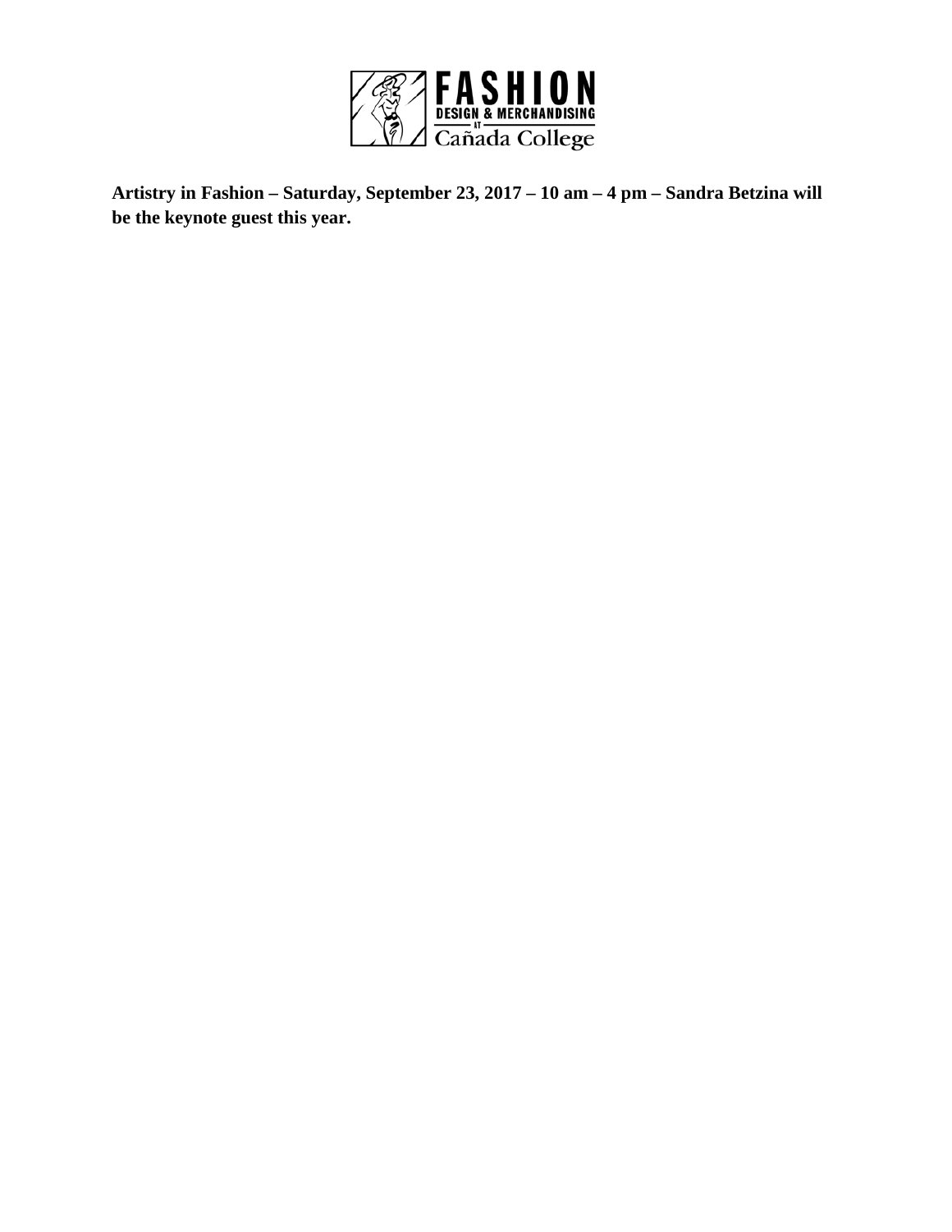**Artistry in Fashion – Saturday, September 23, 2017 – 10 am – 4 pm – Sandra Betzina will be the keynote guest this year.**